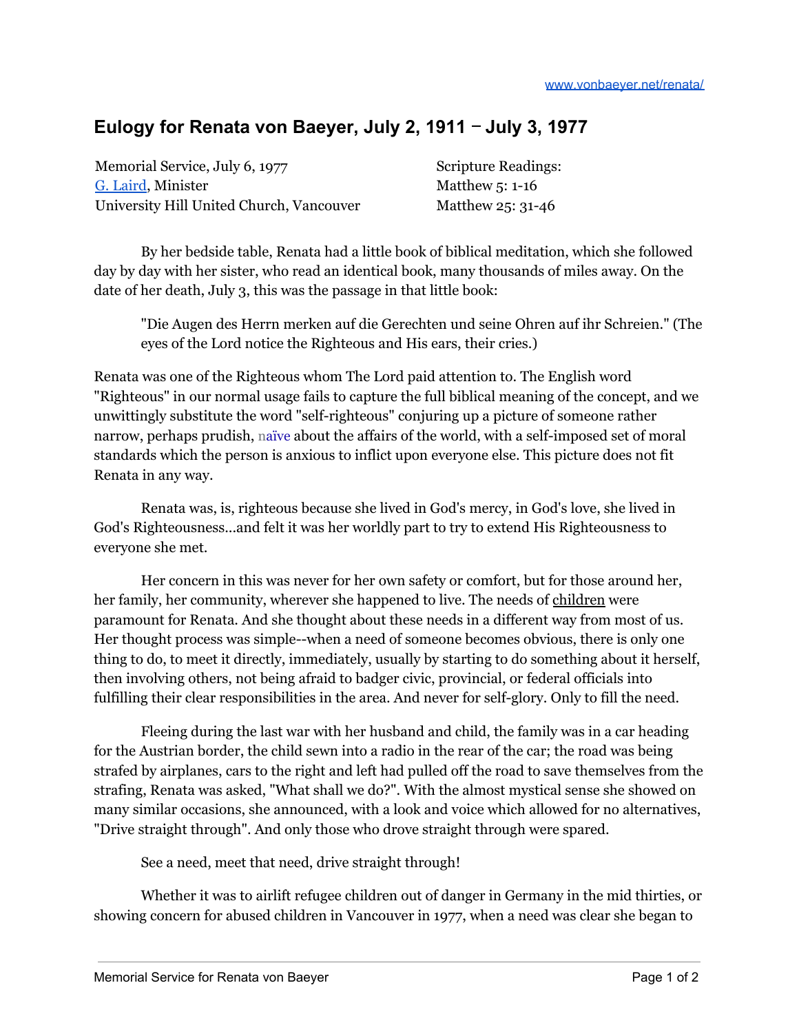www.vonbaeyer.net/renata/

# Eulogy for Renata von Baeyer, July 2, 1911 – July 3, 1977

Memorial Service, July 6, 1977
G. Laird, Minister
University Hill United Church, Vancouver

Scripture Readings:
Matthew 5: 1-16
Matthew 25: 31-46

By her bedside table, Renata had a little book of biblical meditation, which she followed day by day with her sister, who read an identical book, many thousands of miles away. On the date of her death, July 3, this was the passage in that little book:

> "Die Augen des Herrn merken auf die Gerechten und seine Ohren auf ihr Schreien." (The eyes of the Lord notice the Righteous and His ears, their cries.)

Renata was one of the Righteous whom The Lord paid attention to. The English word "Righteous" in our normal usage fails to capture the full biblical meaning of the concept, and we unwittingly substitute the word "self-righteous" conjuring up a picture of someone rather narrow, perhaps prudish, naïve about the affairs of the world, with a self-imposed set of moral standards which the person is anxious to inflict upon everyone else. This picture does not fit Renata in any way.

Renata was, is, righteous because she lived in God's mercy, in God's love, she lived in God's Righteousness...and felt it was her worldly part to try to extend His Righteousness to everyone she met.

Her concern in this was never for her own safety or comfort, but for those around her, her family, her community, wherever she happened to live. The needs of children were paramount for Renata. And she thought about these needs in a different way from most of us. Her thought process was simple--when a need of someone becomes obvious, there is only one thing to do, to meet it directly, immediately, usually by starting to do something about it herself, then involving others, not being afraid to badger civic, provincial, or federal officials into fulfilling their clear responsibilities in the area. And never for self-glory. Only to fill the need.

Fleeing during the last war with her husband and child, the family was in a car heading for the Austrian border, the child sewn into a radio in the rear of the car; the road was being strafed by airplanes, cars to the right and left had pulled off the road to save themselves from the strafing, Renata was asked, "What shall we do?". With the almost mystical sense she showed on many similar occasions, she announced, with a look and voice which allowed for no alternatives, "Drive straight through". And only those who drove straight through were spared.

See a need, meet that need, drive straight through!

Whether it was to airlift refugee children out of danger in Germany in the mid thirties, or showing concern for abused children in Vancouver in 1977, when a need was clear she began to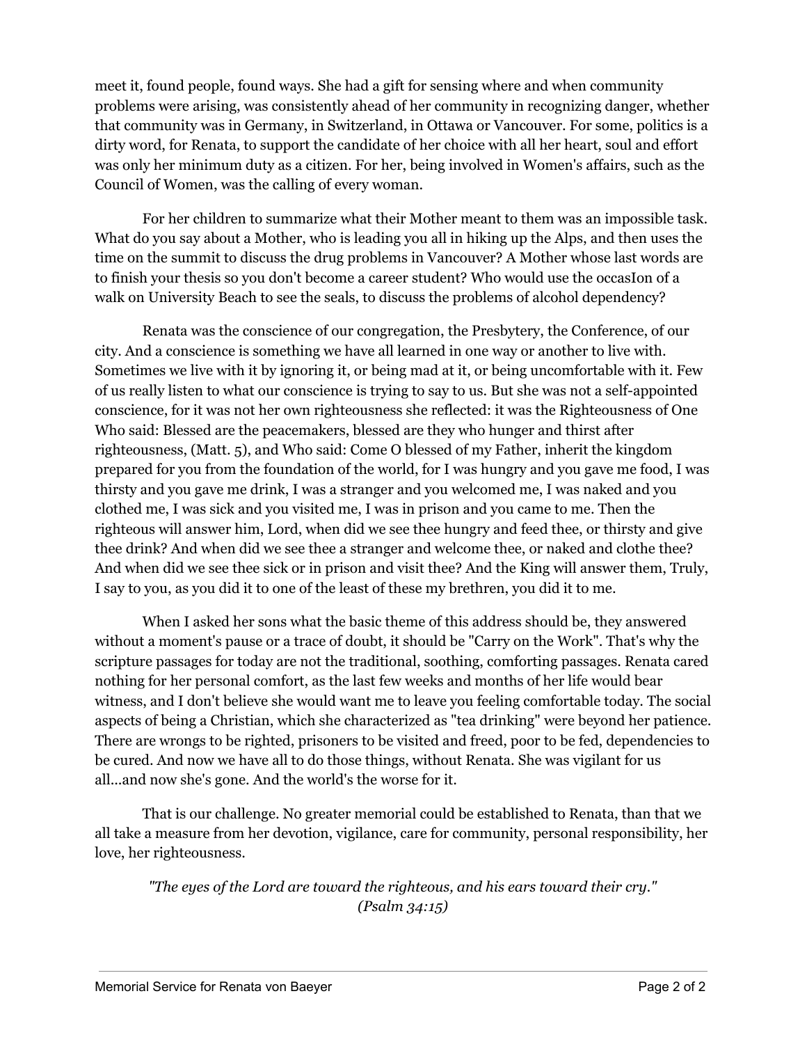meet it, found people, found ways. She had a gift for sensing where and when community problems were arising, was consistently ahead of her community in recognizing danger, whether that community was in Germany, in Switzerland, in Ottawa or Vancouver. For some, politics is a dirty word, for Renata, to support the candidate of her choice with all her heart, soul and effort was only her minimum duty as a citizen. For her, being involved in Women's affairs, such as the Council of Women, was the calling of every woman.

For her children to summarize what their Mother meant to them was an impossible task. What do you say about a Mother, who is leading you all in hiking up the Alps, and then uses the time on the summit to discuss the drug problems in Vancouver? A Mother whose last words are to finish your thesis so you don't become a career student? Who would use the occasIon of a walk on University Beach to see the seals, to discuss the problems of alcohol dependency?

Renata was the conscience of our congregation, the Presbytery, the Conference, of our city. And a conscience is something we have all learned in one way or another to live with. Sometimes we live with it by ignoring it, or being mad at it, or being uncomfortable with it. Few of us really listen to what our conscience is trying to say to us. But she was not a self-appointed conscience, for it was not her own righteousness she reflected: it was the Righteousness of One Who said: Blessed are the peacemakers, blessed are they who hunger and thirst after righteousness, (Matt. 5), and Who said: Come O blessed of my Father, inherit the kingdom prepared for you from the foundation of the world, for I was hungry and you gave me food, I was thirsty and you gave me drink, I was a stranger and you welcomed me, I was naked and you clothed me, I was sick and you visited me, I was in prison and you came to me. Then the righteous will answer him, Lord, when did we see thee hungry and feed thee, or thirsty and give thee drink? And when did we see thee a stranger and welcome thee, or naked and clothe thee? And when did we see thee sick or in prison and visit thee? And the King will answer them, Truly, I say to you, as you did it to one of the least of these my brethren, you did it to me.

When I asked her sons what the basic theme of this address should be, they answered without a moment's pause or a trace of doubt, it should be "Carry on the Work". That's why the scripture passages for today are not the traditional, soothing, comforting passages. Renata cared nothing for her personal comfort, as the last few weeks and months of her life would bear witness, and I don't believe she would want me to leave you feeling comfortable today. The social aspects of being a Christian, which she characterized as "tea drinking" were beyond her patience. There are wrongs to be righted, prisoners to be visited and freed, poor to be fed, dependencies to be cured. And now we have all to do those things, without Renata. She was vigilant for us all...and now she's gone. And the world's the worse for it.

That is our challenge. No greater memorial could be established to Renata, than that we all take a measure from her devotion, vigilance, care for community, personal responsibility, her love, her righteousness.

*"The eyes of the Lord are toward the righteous, and his ears toward their cry."*
*(Psalm 34:15)*